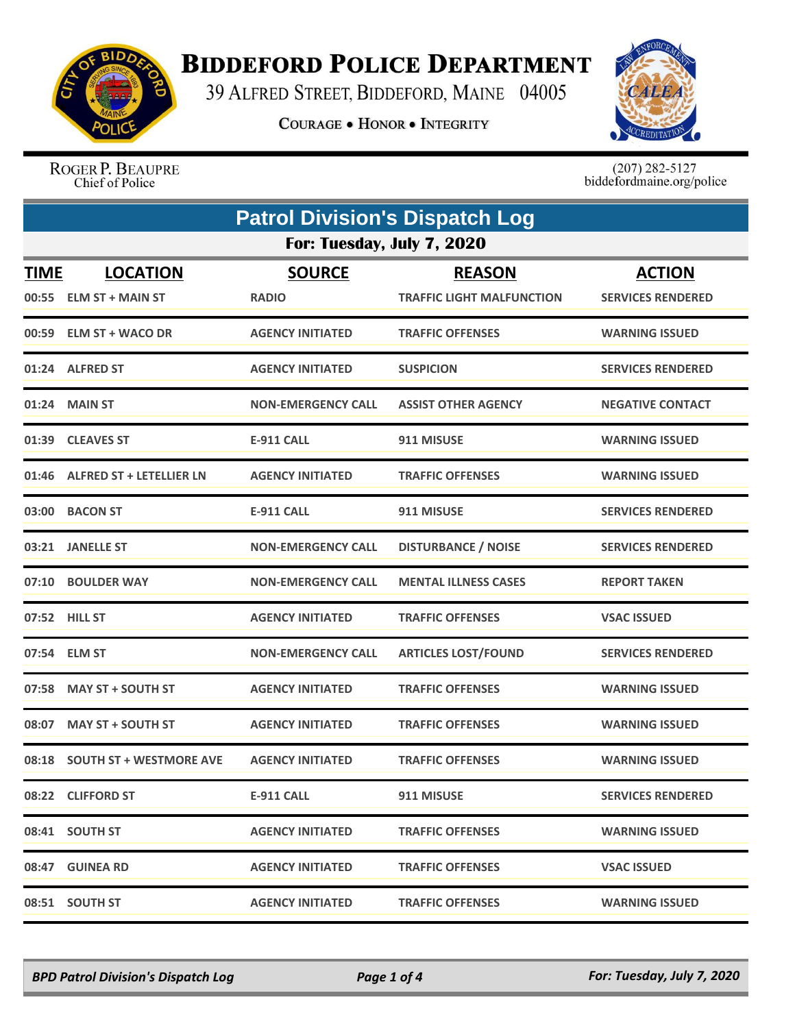# Biddeford Police Department

39 Alfred Street, Biddeford, Maine 04005

**Courage • Honor • Integrity**

Roger P. Beaupre
Chief of Police

(207) 282-5127
biddefordmaine.org/police

## Patrol Division's Dispatch Log

### For: Tuesday, July 7, 2020

| TIME | LOCATION | SOURCE | REASON | ACTION |
|---|---|---|---|---|
| 00:55 | ELM ST + MAIN ST | RADIO | TRAFFIC LIGHT MALFUNCTION | SERVICES RENDERED |
| 00:59 | ELM ST + WACO DR | AGENCY INITIATED | TRAFFIC OFFENSES | WARNING ISSUED |
| 01:24 | ALFRED ST | AGENCY INITIATED | SUSPICION | SERVICES RENDERED |
| 01:24 | MAIN ST | NON-EMERGENCY CALL | ASSIST OTHER AGENCY | NEGATIVE CONTACT |
| 01:39 | CLEAVES ST | E-911 CALL | 911 MISUSE | WARNING ISSUED |
| 01:46 | ALFRED ST + LETELLIER LN | AGENCY INITIATED | TRAFFIC OFFENSES | WARNING ISSUED |
| 03:00 | BACON ST | E-911 CALL | 911 MISUSE | SERVICES RENDERED |
| 03:21 | JANELLE ST | NON-EMERGENCY CALL | DISTURBANCE / NOISE | SERVICES RENDERED |
| 07:10 | BOULDER WAY | NON-EMERGENCY CALL | MENTAL ILLNESS CASES | REPORT TAKEN |
| 07:52 | HILL ST | AGENCY INITIATED | TRAFFIC OFFENSES | VSAC ISSUED |
| 07:54 | ELM ST | NON-EMERGENCY CALL | ARTICLES LOST/FOUND | SERVICES RENDERED |
| 07:58 | MAY ST + SOUTH ST | AGENCY INITIATED | TRAFFIC OFFENSES | WARNING ISSUED |
| 08:07 | MAY ST + SOUTH ST | AGENCY INITIATED | TRAFFIC OFFENSES | WARNING ISSUED |
| 08:18 | SOUTH ST + WESTMORE AVE | AGENCY INITIATED | TRAFFIC OFFENSES | WARNING ISSUED |
| 08:22 | CLIFFORD ST | E-911 CALL | 911 MISUSE | SERVICES RENDERED |
| 08:41 | SOUTH ST | AGENCY INITIATED | TRAFFIC OFFENSES | WARNING ISSUED |
| 08:47 | GUINEA RD | AGENCY INITIATED | TRAFFIC OFFENSES | VSAC ISSUED |
| 08:51 | SOUTH ST | AGENCY INITIATED | TRAFFIC OFFENSES | WARNING ISSUED |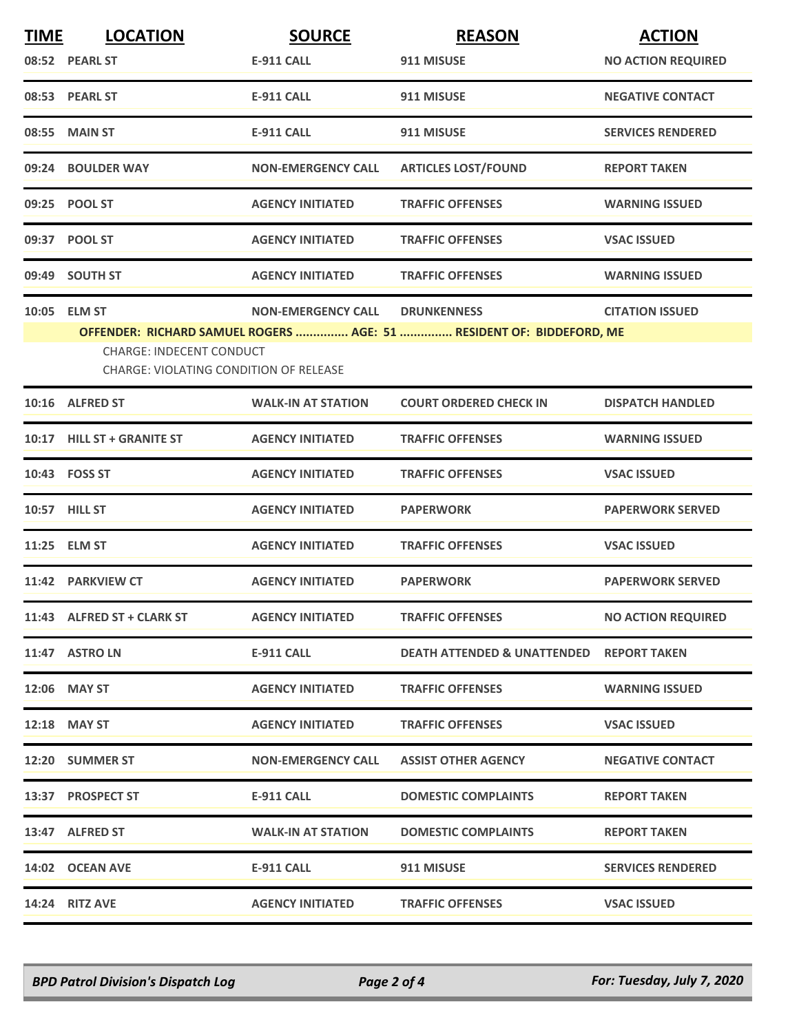| TIME | LOCATION | SOURCE | REASON | ACTION |
|---|---|---|---|---|
| 08:52 | PEARL ST | E-911 CALL | 911 MISUSE | NO ACTION REQUIRED |
| 08:53 | PEARL ST | E-911 CALL | 911 MISUSE | NEGATIVE CONTACT |
| 08:55 | MAIN ST | E-911 CALL | 911 MISUSE | SERVICES RENDERED |
| 09:24 | BOULDER WAY | NON-EMERGENCY CALL | ARTICLES LOST/FOUND | REPORT TAKEN |
| 09:25 | POOL ST | AGENCY INITIATED | TRAFFIC OFFENSES | WARNING ISSUED |
| 09:37 | POOL ST | AGENCY INITIATED | TRAFFIC OFFENSES | VSAC ISSUED |
| 09:49 | SOUTH ST | AGENCY INITIATED | TRAFFIC OFFENSES | WARNING ISSUED |
| 10:05 | ELM ST | NON-EMERGENCY CALL | DRUNKENNESS | CITATION ISSUED |
| | OFFENDER: RICHARD SAMUEL ROGERS ............... AGE: 51 ............... RESIDENT OF: BIDDEFORD, ME<br>CHARGE: INDECENT CONDUCT<br>CHARGE: VIOLATING CONDITION OF RELEASE | | | |
| 10:16 | ALFRED ST | WALK-IN AT STATION | COURT ORDERED CHECK IN | DISPATCH HANDLED |
| 10:17 | HILL ST + GRANITE ST | AGENCY INITIATED | TRAFFIC OFFENSES | WARNING ISSUED |
| 10:43 | FOSS ST | AGENCY INITIATED | TRAFFIC OFFENSES | VSAC ISSUED |
| 10:57 | HILL ST | AGENCY INITIATED | PAPERWORK | PAPERWORK SERVED |
| 11:25 | ELM ST | AGENCY INITIATED | TRAFFIC OFFENSES | VSAC ISSUED |
| 11:42 | PARKVIEW CT | AGENCY INITIATED | PAPERWORK | PAPERWORK SERVED |
| 11:43 | ALFRED ST + CLARK ST | AGENCY INITIATED | TRAFFIC OFFENSES | NO ACTION REQUIRED |
| 11:47 | ASTRO LN | E-911 CALL | DEATH ATTENDED & UNATTENDED | REPORT TAKEN |
| 12:06 | MAY ST | AGENCY INITIATED | TRAFFIC OFFENSES | WARNING ISSUED |
| 12:18 | MAY ST | AGENCY INITIATED | TRAFFIC OFFENSES | VSAC ISSUED |
| 12:20 | SUMMER ST | NON-EMERGENCY CALL | ASSIST OTHER AGENCY | NEGATIVE CONTACT |
| 13:37 | PROSPECT ST | E-911 CALL | DOMESTIC COMPLAINTS | REPORT TAKEN |
| 13:47 | ALFRED ST | WALK-IN AT STATION | DOMESTIC COMPLAINTS | REPORT TAKEN |
| 14:02 | OCEAN AVE | E-911 CALL | 911 MISUSE | SERVICES RENDERED |
| 14:24 | RITZ AVE | AGENCY INITIATED | TRAFFIC OFFENSES | VSAC ISSUED |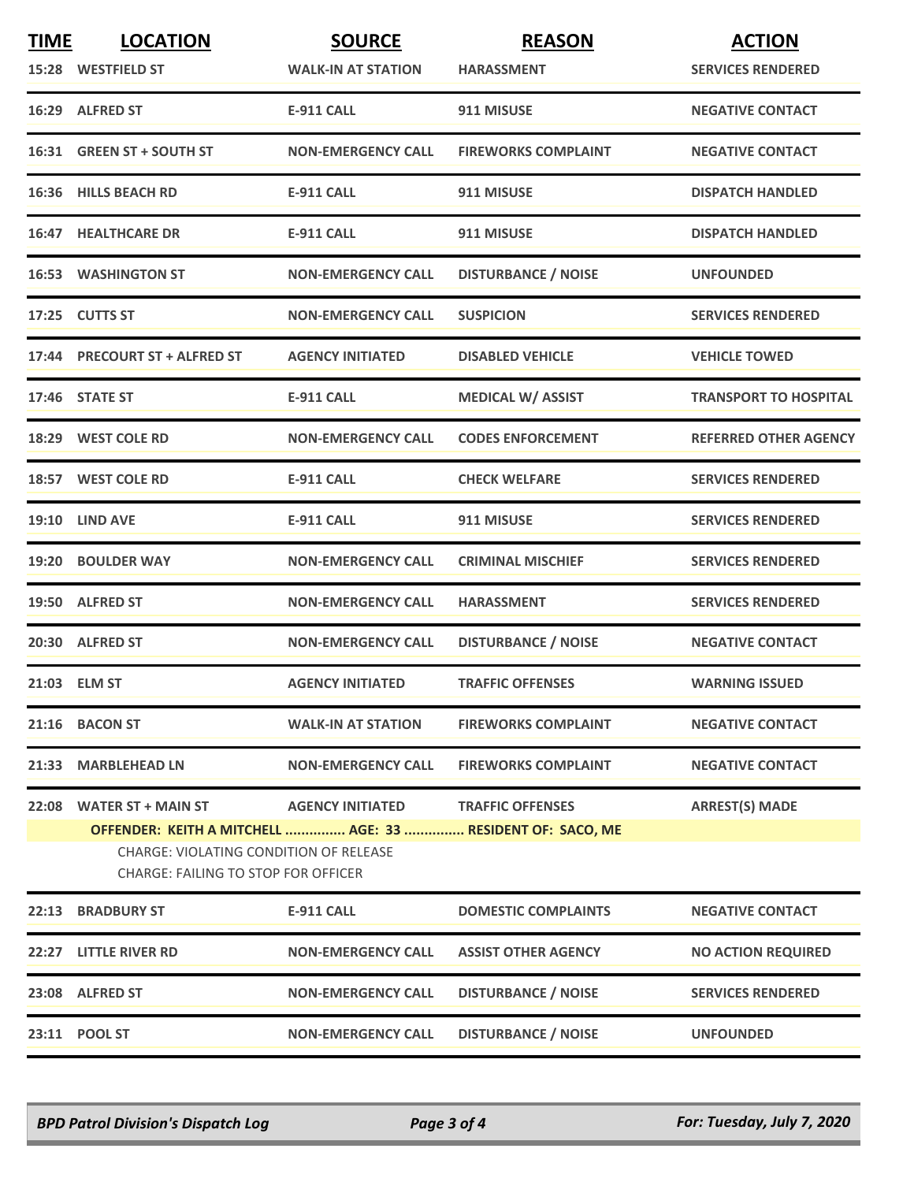| TIME | LOCATION | SOURCE | REASON | ACTION |
| --- | --- | --- | --- | --- |
| 15:28 | WESTFIELD ST | WALK-IN AT STATION | HARASSMENT | SERVICES RENDERED |
| 16:29 | ALFRED ST | E-911 CALL | 911 MISUSE | NEGATIVE CONTACT |
| 16:31 | GREEN ST + SOUTH ST | NON-EMERGENCY CALL | FIREWORKS COMPLAINT | NEGATIVE CONTACT |
| 16:36 | HILLS BEACH RD | E-911 CALL | 911 MISUSE | DISPATCH HANDLED |
| 16:47 | HEALTHCARE DR | E-911 CALL | 911 MISUSE | DISPATCH HANDLED |
| 16:53 | WASHINGTON ST | NON-EMERGENCY CALL | DISTURBANCE / NOISE | UNFOUNDED |
| 17:25 | CUTTS ST | NON-EMERGENCY CALL | SUSPICION | SERVICES RENDERED |
| 17:44 | PRECOURT ST + ALFRED ST | AGENCY INITIATED | DISABLED VEHICLE | VEHICLE TOWED |
| 17:46 | STATE ST | E-911 CALL | MEDICAL W/ ASSIST | TRANSPORT TO HOSPITAL |
| 18:29 | WEST COLE RD | NON-EMERGENCY CALL | CODES ENFORCEMENT | REFERRED OTHER AGENCY |
| 18:57 | WEST COLE RD | E-911 CALL | CHECK WELFARE | SERVICES RENDERED |
| 19:10 | LIND AVE | E-911 CALL | 911 MISUSE | SERVICES RENDERED |
| 19:20 | BOULDER WAY | NON-EMERGENCY CALL | CRIMINAL MISCHIEF | SERVICES RENDERED |
| 19:50 | ALFRED ST | NON-EMERGENCY CALL | HARASSMENT | SERVICES RENDERED |
| 20:30 | ALFRED ST | NON-EMERGENCY CALL | DISTURBANCE / NOISE | NEGATIVE CONTACT |
| 21:03 | ELM ST | AGENCY INITIATED | TRAFFIC OFFENSES | WARNING ISSUED |
| 21:16 | BACON ST | WALK-IN AT STATION | FIREWORKS COMPLAINT | NEGATIVE CONTACT |
| 21:33 | MARBLEHEAD LN | NON-EMERGENCY CALL | FIREWORKS COMPLAINT | NEGATIVE CONTACT |
| 22:08 | WATER ST + MAIN ST | AGENCY INITIATED | TRAFFIC OFFENSES | ARREST(S) MADE |
| | **OFFENDER: KEITH A MITCHELL ............... AGE: 33 ............... RESIDENT OF: SACO, ME** | | | |
| | CHARGE: VIOLATING CONDITION OF RELEASE<br>CHARGE: FAILING TO STOP FOR OFFICER | | | |
| 22:13 | BRADBURY ST | E-911 CALL | DOMESTIC COMPLAINTS | NEGATIVE CONTACT |
| 22:27 | LITTLE RIVER RD | NON-EMERGENCY CALL | ASSIST OTHER AGENCY | NO ACTION REQUIRED |
| 23:08 | ALFRED ST | NON-EMERGENCY CALL | DISTURBANCE / NOISE | SERVICES RENDERED |
| 23:11 | POOL ST | NON-EMERGENCY CALL | DISTURBANCE / NOISE | UNFOUNDED |

*BPD Patrol Division's Dispatch Log* — *For: Tuesday, July 7, 2020*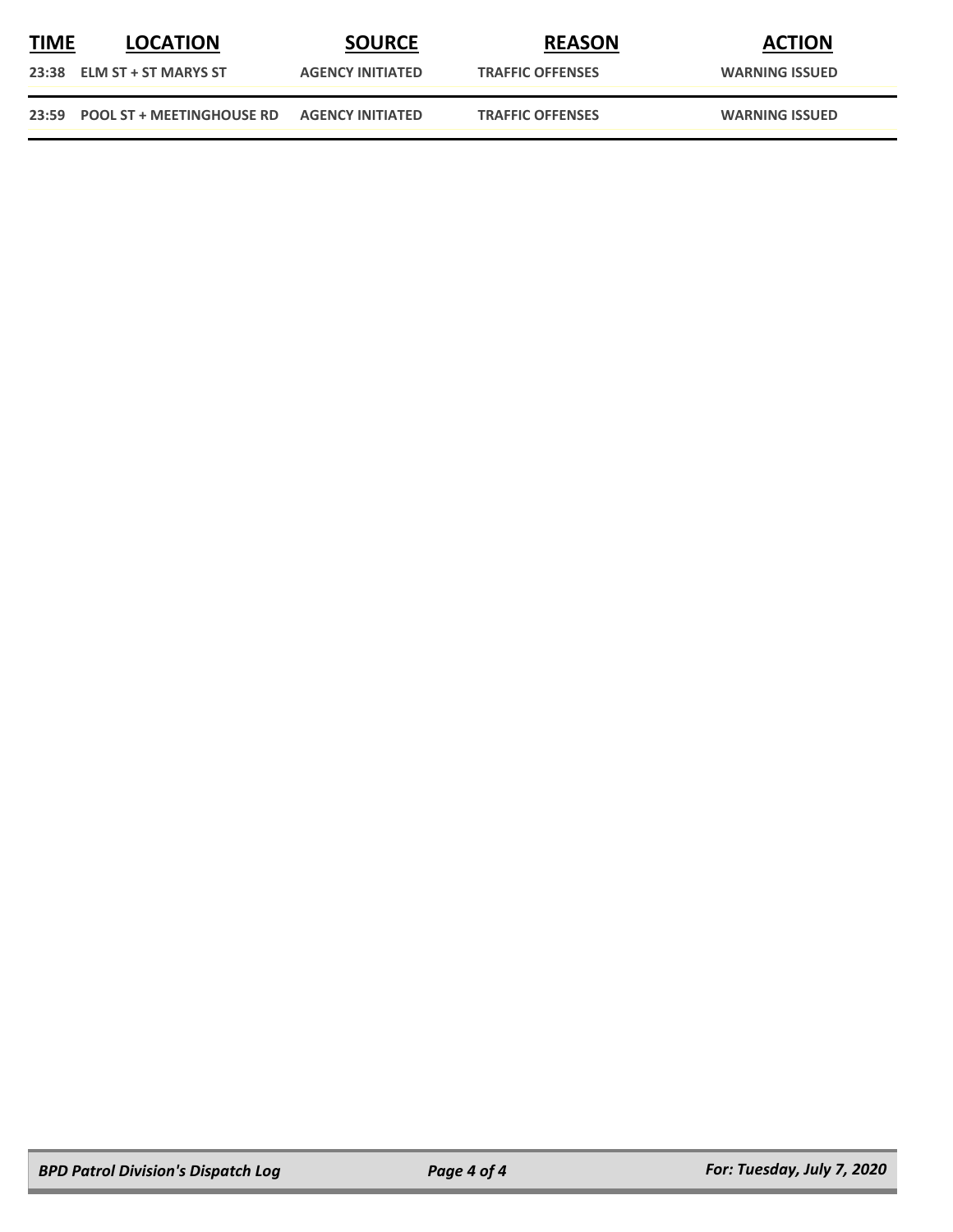| TIME | LOCATION | SOURCE | REASON | ACTION |
| --- | --- | --- | --- | --- |
| 23:38 | ELM ST + ST MARYS ST | AGENCY INITIATED | TRAFFIC OFFENSES | WARNING ISSUED |
| 23:59 | POOL ST + MEETINGHOUSE RD | AGENCY INITIATED | TRAFFIC OFFENSES | WARNING ISSUED |